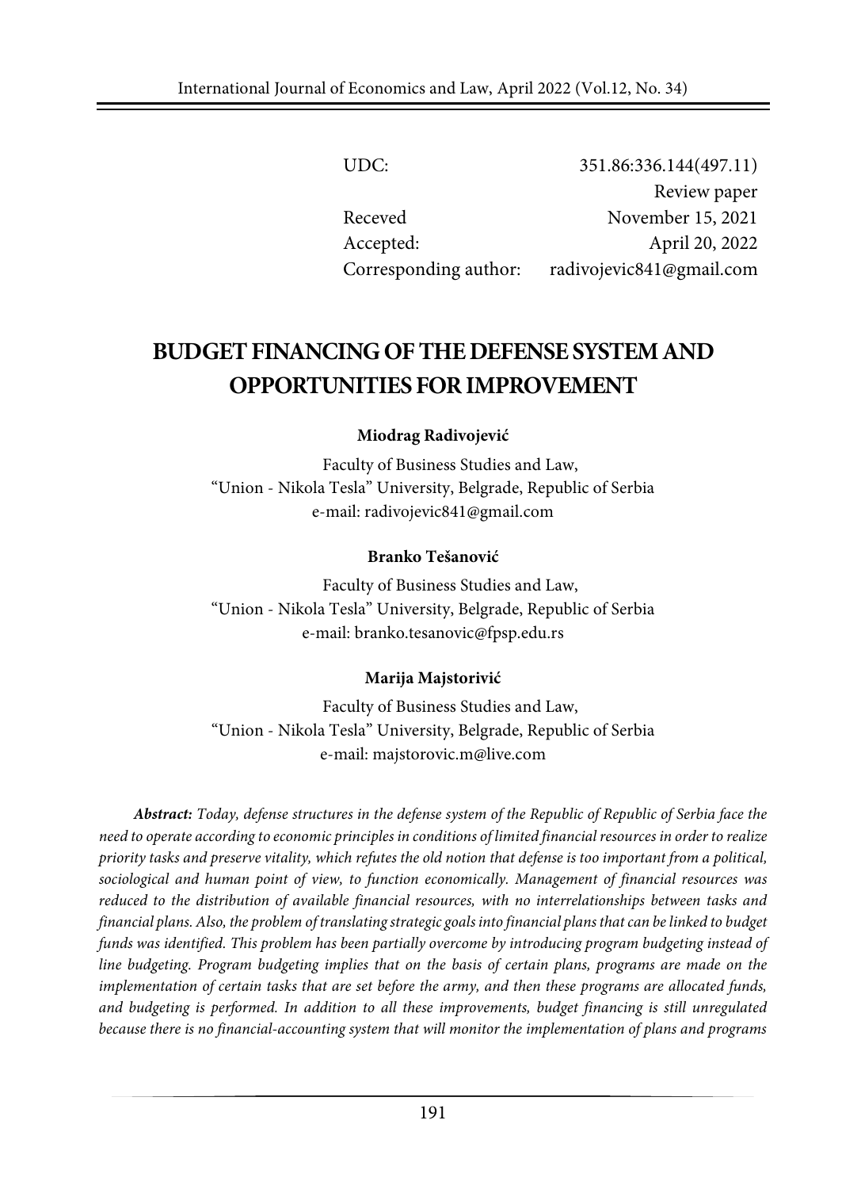UDC: 351.86:336.144(497.11)

Review paper

Receved November 15, 2021

Accepted: April 20, 2022

Corresponding author: radivojevic841@gmail.com

# BUDGET FINANCING OF THE DEFENSE SYSTEM AND OPPORTUNITIES FOR IMPROVEMENT

**Miodrag Radivojević**

Faculty of Business Studies and Law,
"Union - Nikola Tesla" University, Belgrade, Republic of Serbia
e-mail: radivojevic841@gmail.com

**Branko Tešanović**

Faculty of Business Studies and Law,
"Union - Nikola Tesla" University, Belgrade, Republic of Serbia
e-mail: branko.tesanovic@fpsp.edu.rs

**Marija Majstorivić**

Faculty of Business Studies and Law,
"Union - Nikola Tesla" University, Belgrade, Republic of Serbia
e-mail: majstorovic.m@live.com

***Abstract:*** *Today, defense structures in the defense system of the Republic of Republic of Serbia face the need to operate according to economic principles in conditions of limited financial resources in order to realize priority tasks and preserve vitality, which refutes the old notion that defense is too important from a political, sociological and human point of view, to function economically. Management of financial resources was reduced to the distribution of available financial resources, with no interrelationships between tasks and financial plans. Also, the problem of translating strategic goals into financial plans that can be linked to budget funds was identified. This problem has been partially overcome by introducing program budgeting instead of line budgeting. Program budgeting implies that on the basis of certain plans, programs are made on the implementation of certain tasks that are set before the army, and then these programs are allocated funds, and budgeting is performed. In addition to all these improvements, budget financing is still unregulated because there is no financial-accounting system that will monitor the implementation of plans and programs*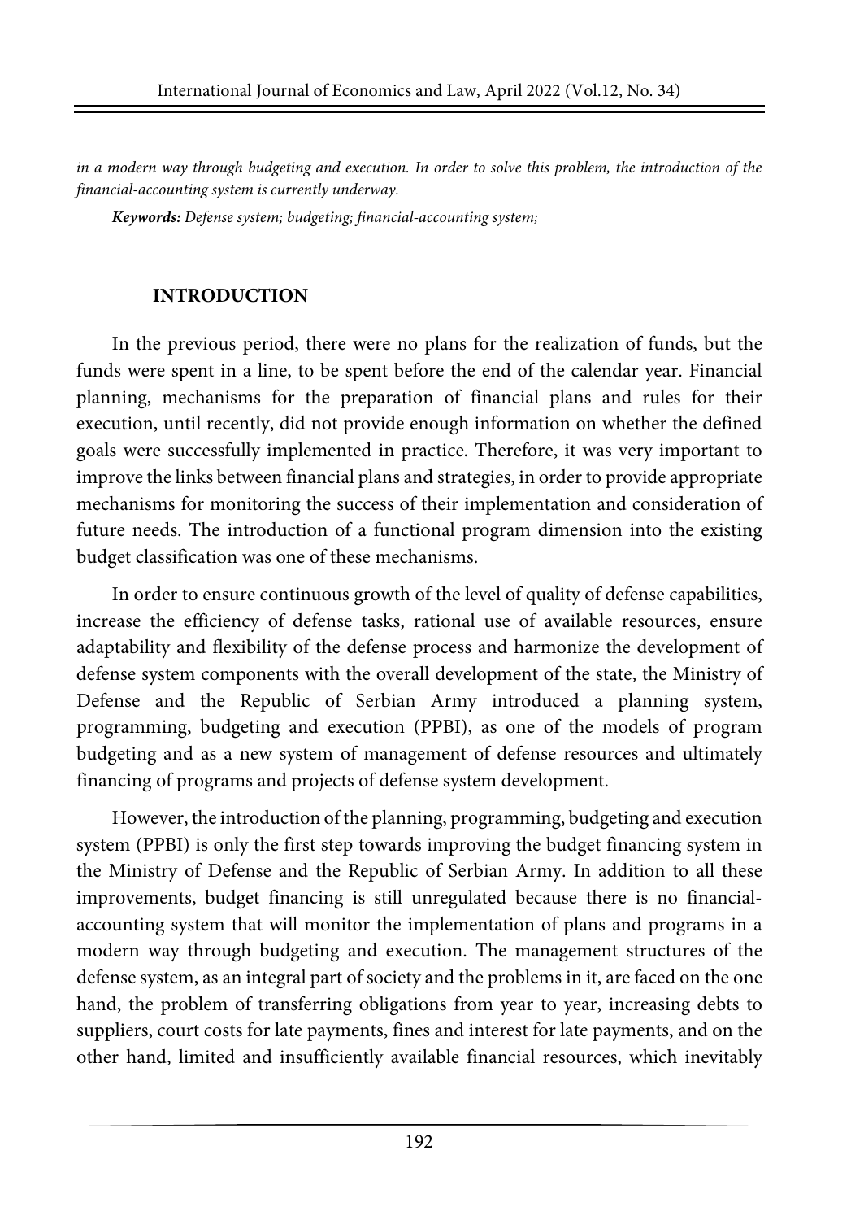*in a modern way through budgeting and execution. In order to solve this problem, the introduction of the financial-accounting system is currently underway.*

***Keywords:*** *Defense system; budgeting; financial-accounting system;*

## INTRODUCTION

In the previous period, there were no plans for the realization of funds, but the funds were spent in a line, to be spent before the end of the calendar year. Financial planning, mechanisms for the preparation of financial plans and rules for their execution, until recently, did not provide enough information on whether the defined goals were successfully implemented in practice. Therefore, it was very important to improve the links between financial plans and strategies, in order to provide appropriate mechanisms for monitoring the success of their implementation and consideration of future needs. The introduction of a functional program dimension into the existing budget classification was one of these mechanisms.

In order to ensure continuous growth of the level of quality of defense capabilities, increase the efficiency of defense tasks, rational use of available resources, ensure adaptability and flexibility of the defense process and harmonize the development of defense system components with the overall development of the state, the Ministry of Defense and the Republic of Serbian Army introduced a planning system, programming, budgeting and execution (PPBI), as one of the models of program budgeting and as a new system of management of defense resources and ultimately financing of programs and projects of defense system development.

However, the introduction of the planning, programming, budgeting and execution system (PPBI) is only the first step towards improving the budget financing system in the Ministry of Defense and the Republic of Serbian Army. In addition to all these improvements, budget financing is still unregulated because there is no financial-accounting system that will monitor the implementation of plans and programs in a modern way through budgeting and execution. The management structures of the defense system, as an integral part of society and the problems in it, are faced on the one hand, the problem of transferring obligations from year to year, increasing debts to suppliers, court costs for late payments, fines and interest for late payments, and on the other hand, limited and insufficiently available financial resources, which inevitably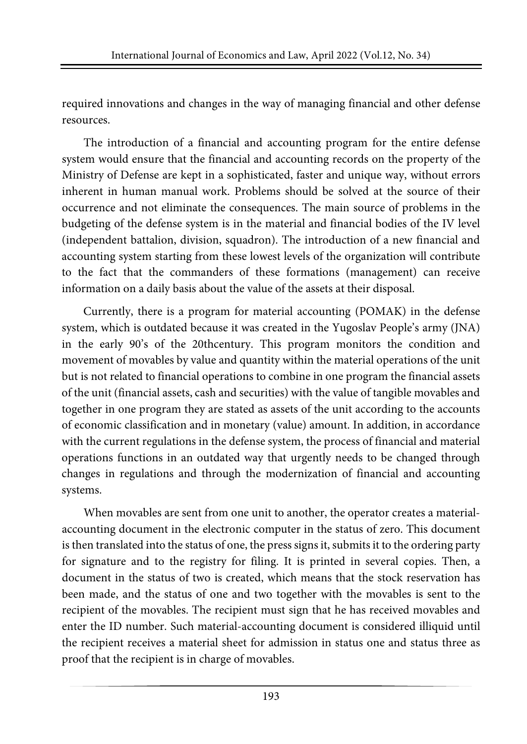required innovations and changes in the way of managing financial and other defense resources.

The introduction of a financial and accounting program for the entire defense system would ensure that the financial and accounting records on the property of the Ministry of Defense are kept in a sophisticated, faster and unique way, without errors inherent in human manual work. Problems should be solved at the source of their occurrence and not eliminate the consequences. The main source of problems in the budgeting of the defense system is in the material and financial bodies of the IV level (independent battalion, division, squadron). The introduction of a new financial and accounting system starting from these lowest levels of the organization will contribute to the fact that the commanders of these formations (management) can receive information on a daily basis about the value of the assets at their disposal.

Currently, there is a program for material accounting (POMAK) in the defense system, which is outdated because it was created in the Yugoslav People's army (JNA) in the early 90's of the 20thcentury. This program monitors the condition and movement of movables by value and quantity within the material operations of the unit but is not related to financial operations to combine in one program the financial assets of the unit (financial assets, cash and securities) with the value of tangible movables and together in one program they are stated as assets of the unit according to the accounts of economic classification and in monetary (value) amount. In addition, in accordance with the current regulations in the defense system, the process of financial and material operations functions in an outdated way that urgently needs to be changed through changes in regulations and through the modernization of financial and accounting systems.

When movables are sent from one unit to another, the operator creates a material-accounting document in the electronic computer in the status of zero. This document is then translated into the status of one, the press signs it, submits it to the ordering party for signature and to the registry for filing. It is printed in several copies. Then, a document in the status of two is created, which means that the stock reservation has been made, and the status of one and two together with the movables is sent to the recipient of the movables. The recipient must sign that he has received movables and enter the ID number. Such material-accounting document is considered illiquid until the recipient receives a material sheet for admission in status one and status three as proof that the recipient is in charge of movables.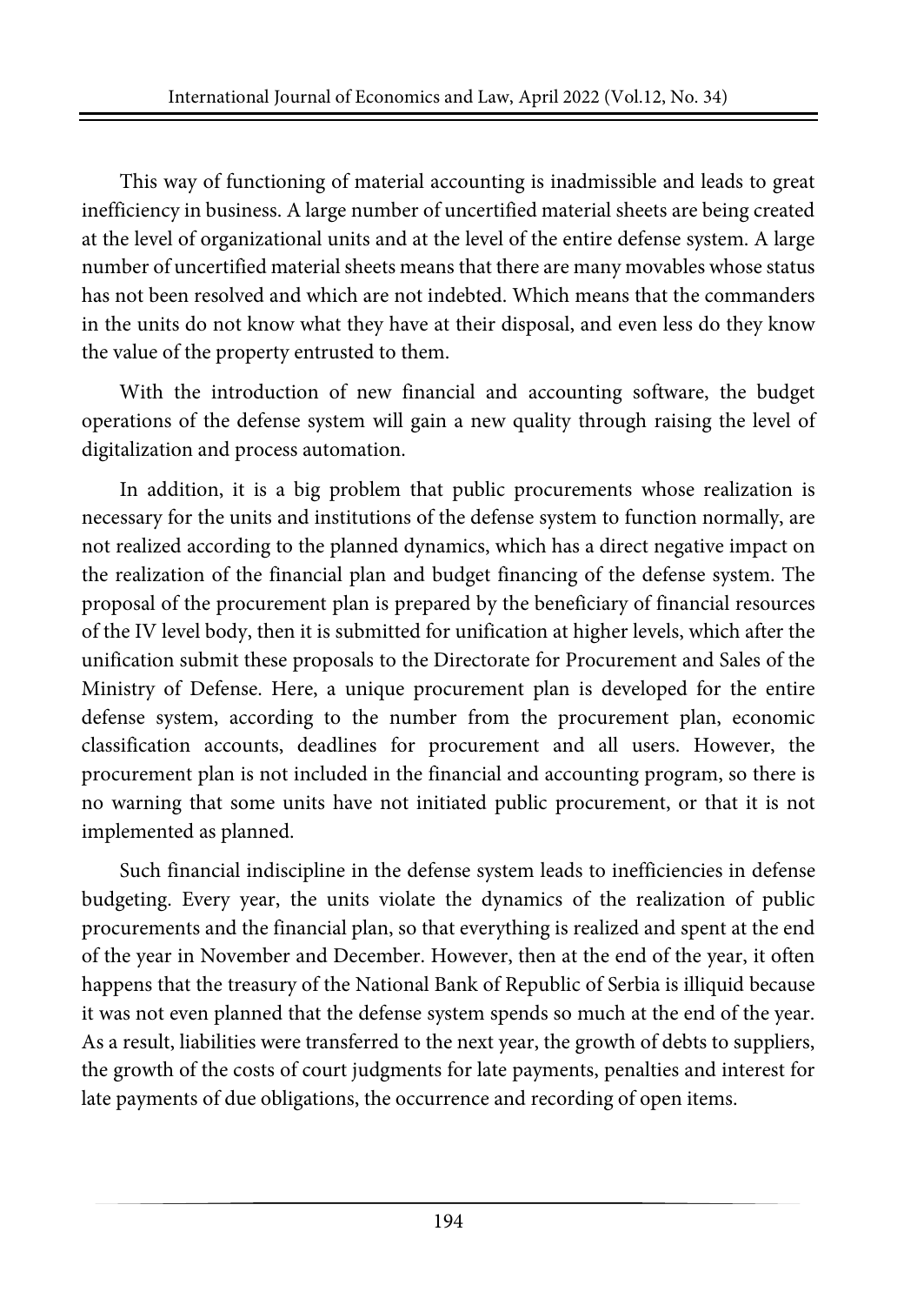This way of functioning of material accounting is inadmissible and leads to great inefficiency in business. A large number of uncertified material sheets are being created at the level of organizational units and at the level of the entire defense system. A large number of uncertified material sheets means that there are many movables whose status has not been resolved and which are not indebted. Which means that the commanders in the units do not know what they have at their disposal, and even less do they know the value of the property entrusted to them.

With the introduction of new financial and accounting software, the budget operations of the defense system will gain a new quality through raising the level of digitalization and process automation.

In addition, it is a big problem that public procurements whose realization is necessary for the units and institutions of the defense system to function normally, are not realized according to the planned dynamics, which has a direct negative impact on the realization of the financial plan and budget financing of the defense system. The proposal of the procurement plan is prepared by the beneficiary of financial resources of the IV level body, then it is submitted for unification at higher levels, which after the unification submit these proposals to the Directorate for Procurement and Sales of the Ministry of Defense. Here, a unique procurement plan is developed for the entire defense system, according to the number from the procurement plan, economic classification accounts, deadlines for procurement and all users. However, the procurement plan is not included in the financial and accounting program, so there is no warning that some units have not initiated public procurement, or that it is not implemented as planned.

Such financial indiscipline in the defense system leads to inefficiencies in defense budgeting. Every year, the units violate the dynamics of the realization of public procurements and the financial plan, so that everything is realized and spent at the end of the year in November and December. However, then at the end of the year, it often happens that the treasury of the National Bank of Republic of Serbia is illiquid because it was not even planned that the defense system spends so much at the end of the year. As a result, liabilities were transferred to the next year, the growth of debts to suppliers, the growth of the costs of court judgments for late payments, penalties and interest for late payments of due obligations, the occurrence and recording of open items.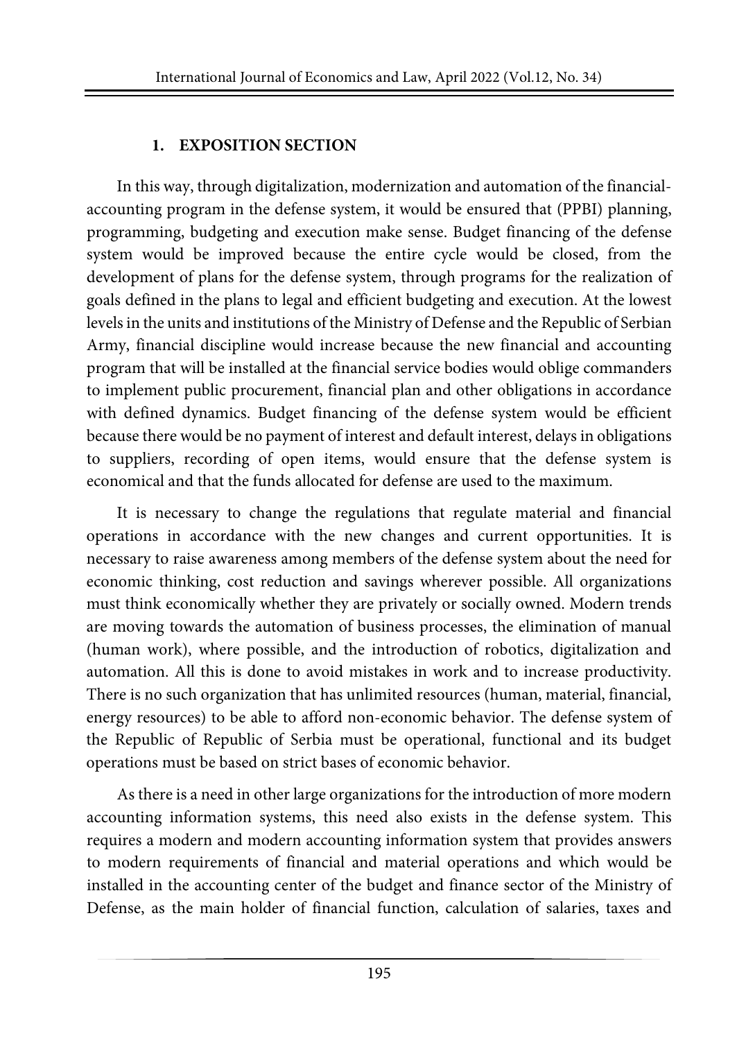## 1. EXPOSITION SECTION

In this way, through digitalization, modernization and automation of the financial-accounting program in the defense system, it would be ensured that (PPBI) planning, programming, budgeting and execution make sense. Budget financing of the defense system would be improved because the entire cycle would be closed, from the development of plans for the defense system, through programs for the realization of goals defined in the plans to legal and efficient budgeting and execution. At the lowest levels in the units and institutions of the Ministry of Defense and the Republic of Serbian Army, financial discipline would increase because the new financial and accounting program that will be installed at the financial service bodies would oblige commanders to implement public procurement, financial plan and other obligations in accordance with defined dynamics. Budget financing of the defense system would be efficient because there would be no payment of interest and default interest, delays in obligations to suppliers, recording of open items, would ensure that the defense system is economical and that the funds allocated for defense are used to the maximum.

It is necessary to change the regulations that regulate material and financial operations in accordance with the new changes and current opportunities. It is necessary to raise awareness among members of the defense system about the need for economic thinking, cost reduction and savings wherever possible. All organizations must think economically whether they are privately or socially owned. Modern trends are moving towards the automation of business processes, the elimination of manual (human work), where possible, and the introduction of robotics, digitalization and automation. All this is done to avoid mistakes in work and to increase productivity. There is no such organization that has unlimited resources (human, material, financial, energy resources) to be able to afford non-economic behavior. The defense system of the Republic of Republic of Serbia must be operational, functional and its budget operations must be based on strict bases of economic behavior.

As there is a need in other large organizations for the introduction of more modern accounting information systems, this need also exists in the defense system. This requires a modern and modern accounting information system that provides answers to modern requirements of financial and material operations and which would be installed in the accounting center of the budget and finance sector of the Ministry of Defense, as the main holder of financial function, calculation of salaries, taxes and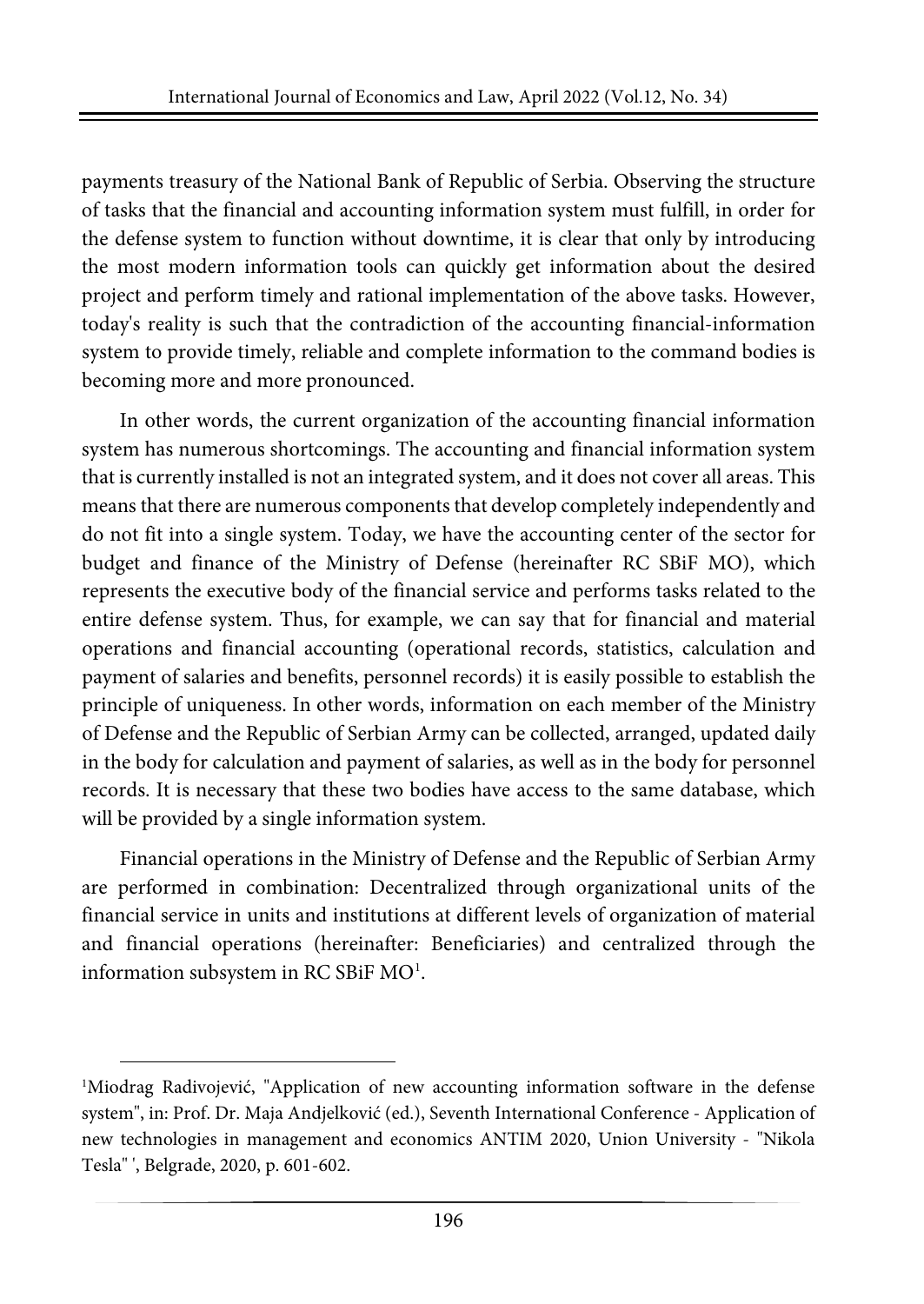payments treasury of the National Bank of Republic of Serbia. Observing the structure of tasks that the financial and accounting information system must fulfill, in order for the defense system to function without downtime, it is clear that only by introducing the most modern information tools can quickly get information about the desired project and perform timely and rational implementation of the above tasks. However, today's reality is such that the contradiction of the accounting financial-information system to provide timely, reliable and complete information to the command bodies is becoming more and more pronounced.

In other words, the current organization of the accounting financial information system has numerous shortcomings. The accounting and financial information system that is currently installed is not an integrated system, and it does not cover all areas. This means that there are numerous components that develop completely independently and do not fit into a single system. Today, we have the accounting center of the sector for budget and finance of the Ministry of Defense (hereinafter RC SBiF MO), which represents the executive body of the financial service and performs tasks related to the entire defense system. Thus, for example, we can say that for financial and material operations and financial accounting (operational records, statistics, calculation and payment of salaries and benefits, personnel records) it is easily possible to establish the principle of uniqueness. In other words, information on each member of the Ministry of Defense and the Republic of Serbian Army can be collected, arranged, updated daily in the body for calculation and payment of salaries, as well as in the body for personnel records. It is necessary that these two bodies have access to the same database, which will be provided by a single information system.

Financial operations in the Ministry of Defense and the Republic of Serbian Army are performed in combination: Decentralized through organizational units of the financial service in units and institutions at different levels of organization of material and financial operations (hereinafter: Beneficiaries) and centralized through the information subsystem in RC SBiF MO[1].

---

[1]Miodrag Radivojević, "Application of new accounting information software in the defense system", in: Prof. Dr. Maja Andjelković (ed.), Seventh International Conference - Application of new technologies in management and economics ANTIM 2020, Union University - "Nikola Tesla" ', Belgrade, 2020, p. 601-602.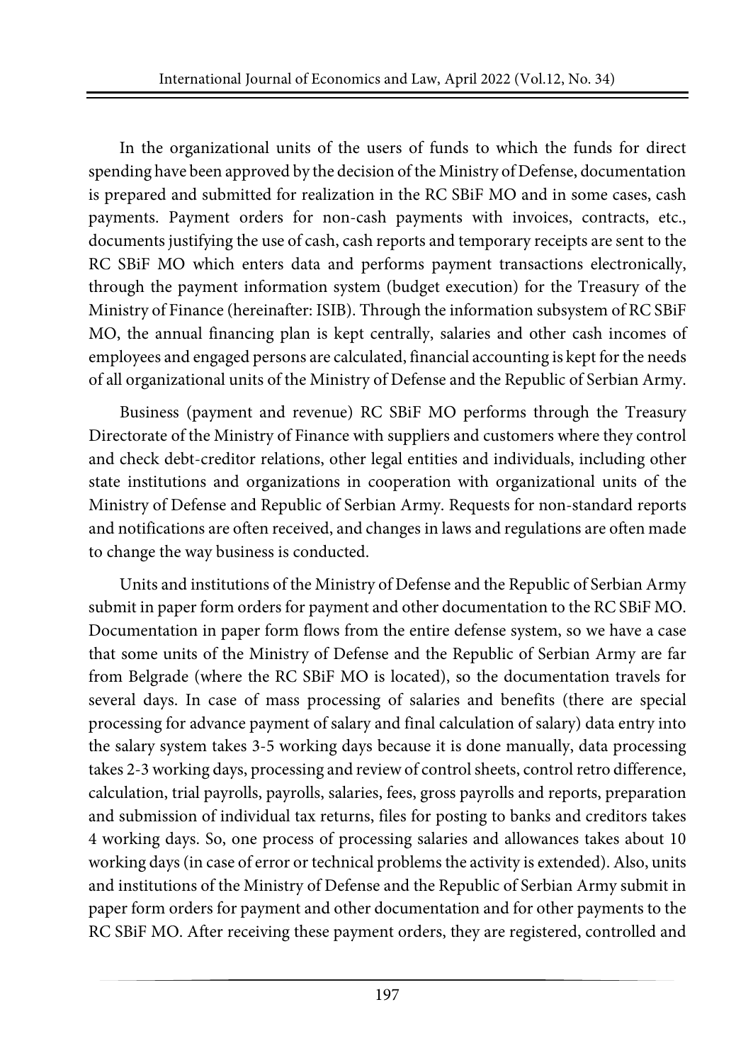In the organizational units of the users of funds to which the funds for direct spending have been approved by the decision of the Ministry of Defense, documentation is prepared and submitted for realization in the RC SBiF MO and in some cases, cash payments. Payment orders for non-cash payments with invoices, contracts, etc., documents justifying the use of cash, cash reports and temporary receipts are sent to the RC SBiF MO which enters data and performs payment transactions electronically, through the payment information system (budget execution) for the Treasury of the Ministry of Finance (hereinafter: ISIB). Through the information subsystem of RC SBiF MO, the annual financing plan is kept centrally, salaries and other cash incomes of employees and engaged persons are calculated, financial accounting is kept for the needs of all organizational units of the Ministry of Defense and the Republic of Serbian Army.

Business (payment and revenue) RC SBiF MO performs through the Treasury Directorate of the Ministry of Finance with suppliers and customers where they control and check debt-creditor relations, other legal entities and individuals, including other state institutions and organizations in cooperation with organizational units of the Ministry of Defense and Republic of Serbian Army. Requests for non-standard reports and notifications are often received, and changes in laws and regulations are often made to change the way business is conducted.

Units and institutions of the Ministry of Defense and the Republic of Serbian Army submit in paper form orders for payment and other documentation to the RC SBiF MO. Documentation in paper form flows from the entire defense system, so we have a case that some units of the Ministry of Defense and the Republic of Serbian Army are far from Belgrade (where the RC SBiF MO is located), so the documentation travels for several days. In case of mass processing of salaries and benefits (there are special processing for advance payment of salary and final calculation of salary) data entry into the salary system takes 3-5 working days because it is done manually, data processing takes 2-3 working days, processing and review of control sheets, control retro difference, calculation, trial payrolls, payrolls, salaries, fees, gross payrolls and reports, preparation and submission of individual tax returns, files for posting to banks and creditors takes 4 working days. So, one process of processing salaries and allowances takes about 10 working days (in case of error or technical problems the activity is extended). Also, units and institutions of the Ministry of Defense and the Republic of Serbian Army submit in paper form orders for payment and other documentation and for other payments to the RC SBiF MO. After receiving these payment orders, they are registered, controlled and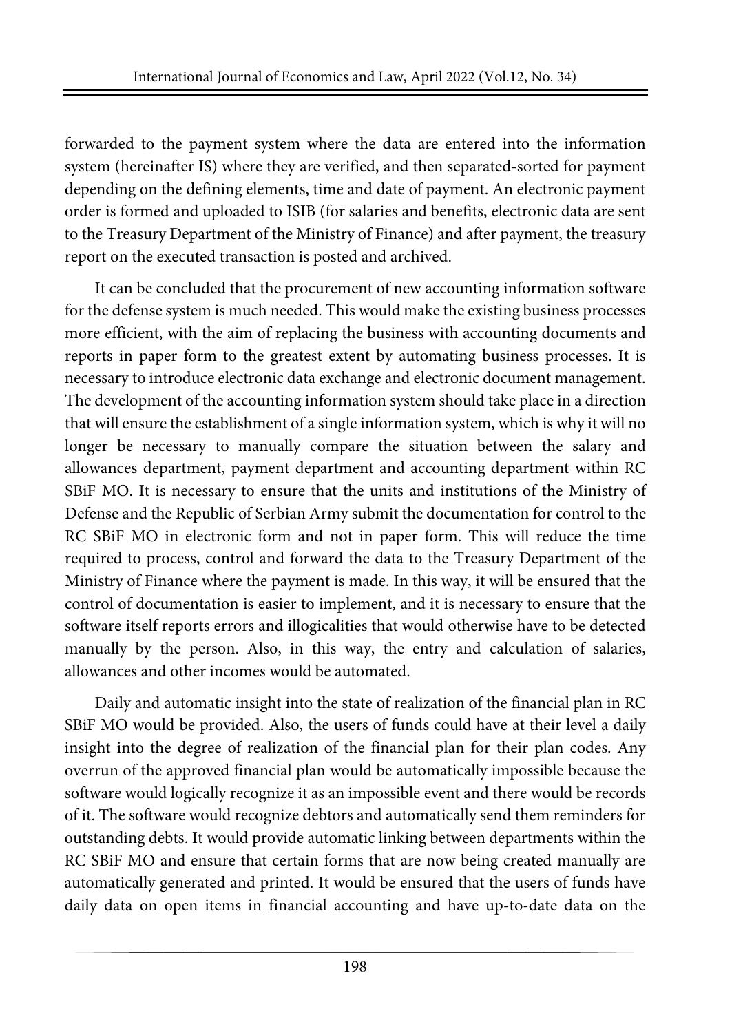forwarded to the payment system where the data are entered into the information system (hereinafter IS) where they are verified, and then separated-sorted for payment depending on the defining elements, time and date of payment. An electronic payment order is formed and uploaded to ISIB (for salaries and benefits, electronic data are sent to the Treasury Department of the Ministry of Finance) and after payment, the treasury report on the executed transaction is posted and archived.

It can be concluded that the procurement of new accounting information software for the defense system is much needed. This would make the existing business processes more efficient, with the aim of replacing the business with accounting documents and reports in paper form to the greatest extent by automating business processes. It is necessary to introduce electronic data exchange and electronic document management. The development of the accounting information system should take place in a direction that will ensure the establishment of a single information system, which is why it will no longer be necessary to manually compare the situation between the salary and allowances department, payment department and accounting department within RC SBiF MO. It is necessary to ensure that the units and institutions of the Ministry of Defense and the Republic of Serbian Army submit the documentation for control to the RC SBiF MO in electronic form and not in paper form. This will reduce the time required to process, control and forward the data to the Treasury Department of the Ministry of Finance where the payment is made. In this way, it will be ensured that the control of documentation is easier to implement, and it is necessary to ensure that the software itself reports errors and illogicalities that would otherwise have to be detected manually by the person. Also, in this way, the entry and calculation of salaries, allowances and other incomes would be automated.

Daily and automatic insight into the state of realization of the financial plan in RC SBiF MO would be provided. Also, the users of funds could have at their level a daily insight into the degree of realization of the financial plan for their plan codes. Any overrun of the approved financial plan would be automatically impossible because the software would logically recognize it as an impossible event and there would be records of it. The software would recognize debtors and automatically send them reminders for outstanding debts. It would provide automatic linking between departments within the RC SBiF MO and ensure that certain forms that are now being created manually are automatically generated and printed. It would be ensured that the users of funds have daily data on open items in financial accounting and have up-to-date data on the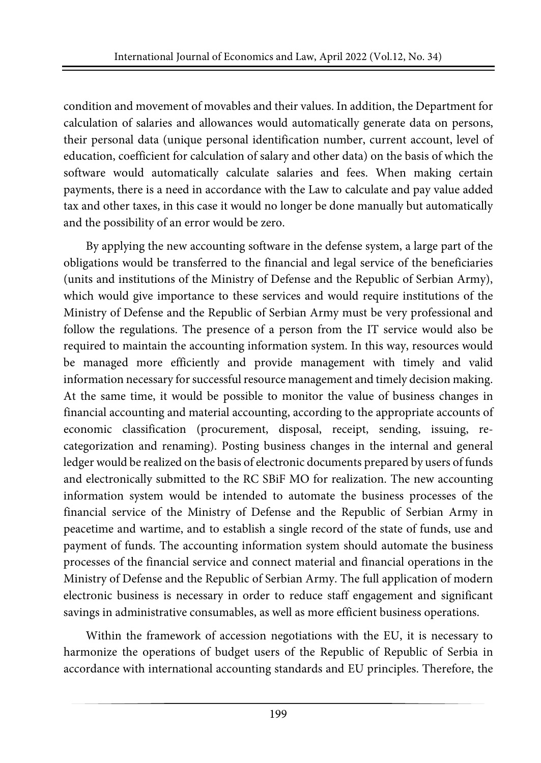condition and movement of movables and their values. In addition, the Department for calculation of salaries and allowances would automatically generate data on persons, their personal data (unique personal identification number, current account, level of education, coefficient for calculation of salary and other data) on the basis of which the software would automatically calculate salaries and fees. When making certain payments, there is a need in accordance with the Law to calculate and pay value added tax and other taxes, in this case it would no longer be done manually but automatically and the possibility of an error would be zero.

By applying the new accounting software in the defense system, a large part of the obligations would be transferred to the financial and legal service of the beneficiaries (units and institutions of the Ministry of Defense and the Republic of Serbian Army), which would give importance to these services and would require institutions of the Ministry of Defense and the Republic of Serbian Army must be very professional and follow the regulations. The presence of a person from the IT service would also be required to maintain the accounting information system. In this way, resources would be managed more efficiently and provide management with timely and valid information necessary for successful resource management and timely decision making. At the same time, it would be possible to monitor the value of business changes in financial accounting and material accounting, according to the appropriate accounts of economic classification (procurement, disposal, receipt, sending, issuing, re-categorization and renaming). Posting business changes in the internal and general ledger would be realized on the basis of electronic documents prepared by users of funds and electronically submitted to the RC SBiF MO for realization. The new accounting information system would be intended to automate the business processes of the financial service of the Ministry of Defense and the Republic of Serbian Army in peacetime and wartime, and to establish a single record of the state of funds, use and payment of funds. The accounting information system should automate the business processes of the financial service and connect material and financial operations in the Ministry of Defense and the Republic of Serbian Army. The full application of modern electronic business is necessary in order to reduce staff engagement and significant savings in administrative consumables, as well as more efficient business operations.

Within the framework of accession negotiations with the EU, it is necessary to harmonize the operations of budget users of the Republic of Republic of Serbia in accordance with international accounting standards and EU principles. Therefore, the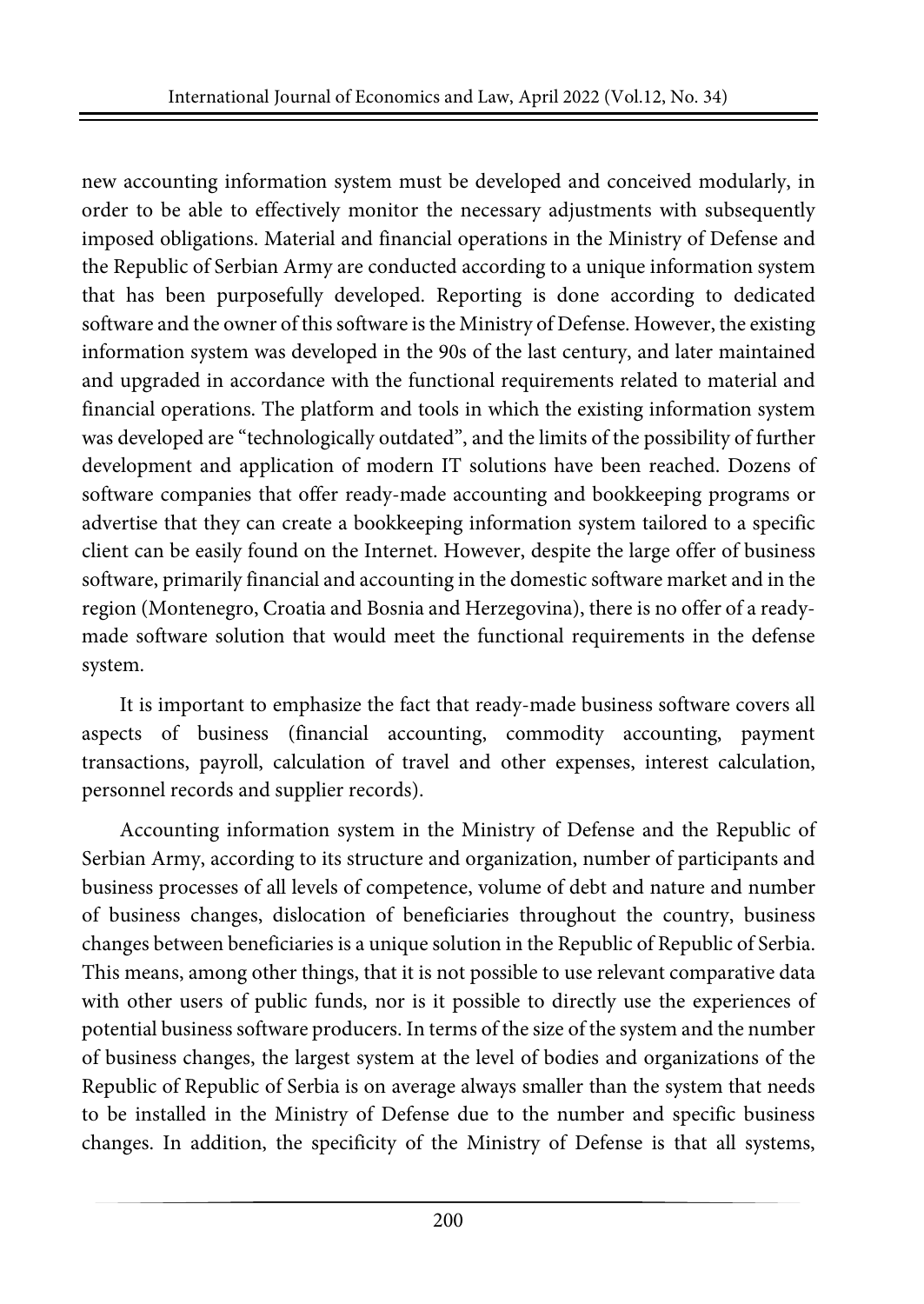new accounting information system must be developed and conceived modularly, in order to be able to effectively monitor the necessary adjustments with subsequently imposed obligations. Material and financial operations in the Ministry of Defense and the Republic of Serbian Army are conducted according to a unique information system that has been purposefully developed. Reporting is done according to dedicated software and the owner of this software is the Ministry of Defense. However, the existing information system was developed in the 90s of the last century, and later maintained and upgraded in accordance with the functional requirements related to material and financial operations. The platform and tools in which the existing information system was developed are "technologically outdated", and the limits of the possibility of further development and application of modern IT solutions have been reached. Dozens of software companies that offer ready-made accounting and bookkeeping programs or advertise that they can create a bookkeeping information system tailored to a specific client can be easily found on the Internet. However, despite the large offer of business software, primarily financial and accounting in the domestic software market and in the region (Montenegro, Croatia and Bosnia and Herzegovina), there is no offer of a ready-made software solution that would meet the functional requirements in the defense system.

It is important to emphasize the fact that ready-made business software covers all aspects of business (financial accounting, commodity accounting, payment transactions, payroll, calculation of travel and other expenses, interest calculation, personnel records and supplier records).

Accounting information system in the Ministry of Defense and the Republic of Serbian Army, according to its structure and organization, number of participants and business processes of all levels of competence, volume of debt and nature and number of business changes, dislocation of beneficiaries throughout the country, business changes between beneficiaries is a unique solution in the Republic of Republic of Serbia. This means, among other things, that it is not possible to use relevant comparative data with other users of public funds, nor is it possible to directly use the experiences of potential business software producers. In terms of the size of the system and the number of business changes, the largest system at the level of bodies and organizations of the Republic of Republic of Serbia is on average always smaller than the system that needs to be installed in the Ministry of Defense due to the number and specific business changes. In addition, the specificity of the Ministry of Defense is that all systems,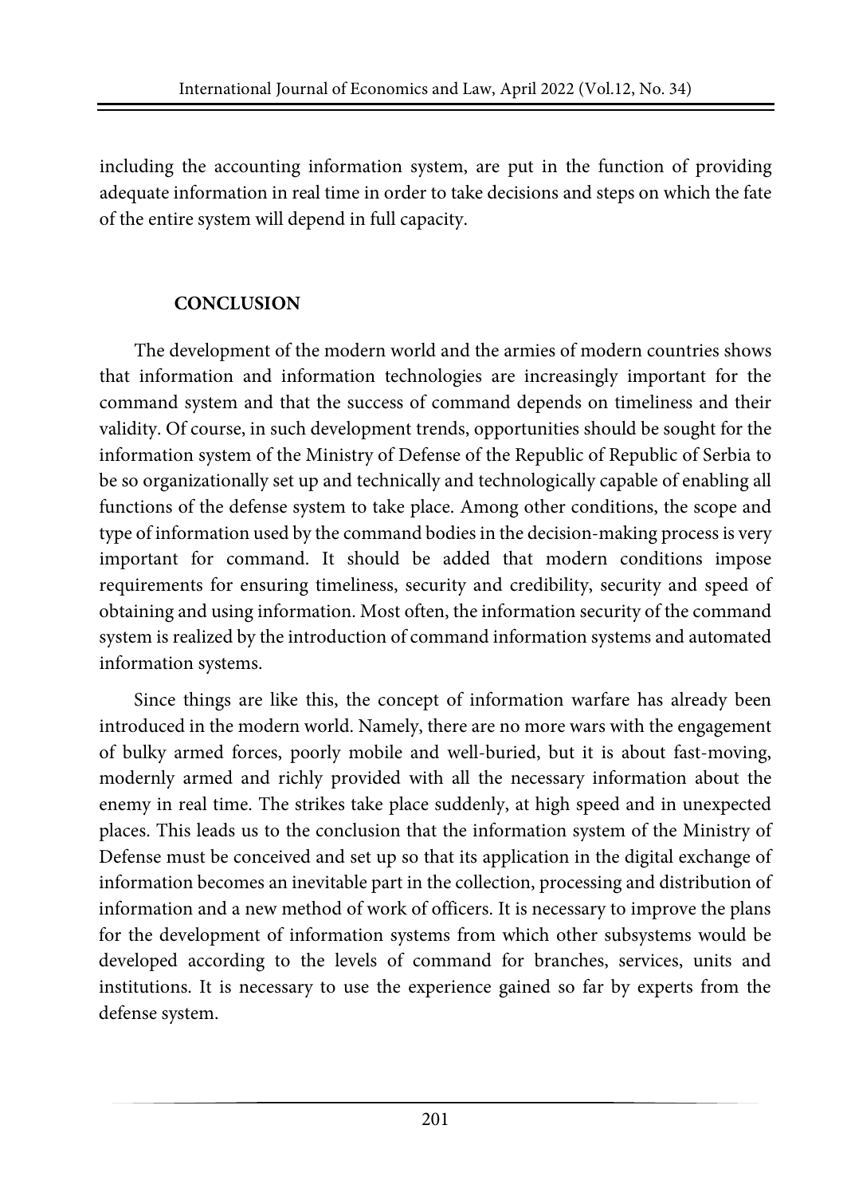including the accounting information system, are put in the function of providing adequate information in real time in order to take decisions and steps on which the fate of the entire system will depend in full capacity.

## CONCLUSION

The development of the modern world and the armies of modern countries shows that information and information technologies are increasingly important for the command system and that the success of command depends on timeliness and their validity. Of course, in such development trends, opportunities should be sought for the information system of the Ministry of Defense of the Republic of Republic of Serbia to be so organizationally set up and technically and technologically capable of enabling all functions of the defense system to take place. Among other conditions, the scope and type of information used by the command bodies in the decision-making process is very important for command. It should be added that modern conditions impose requirements for ensuring timeliness, security and credibility, security and speed of obtaining and using information. Most often, the information security of the command system is realized by the introduction of command information systems and automated information systems.

Since things are like this, the concept of information warfare has already been introduced in the modern world. Namely, there are no more wars with the engagement of bulky armed forces, poorly mobile and well-buried, but it is about fast-moving, modernly armed and richly provided with all the necessary information about the enemy in real time. The strikes take place suddenly, at high speed and in unexpected places. This leads us to the conclusion that the information system of the Ministry of Defense must be conceived and set up so that its application in the digital exchange of information becomes an inevitable part in the collection, processing and distribution of information and a new method of work of officers. It is necessary to improve the plans for the development of information systems from which other subsystems would be developed according to the levels of command for branches, services, units and institutions. It is necessary to use the experience gained so far by experts from the defense system.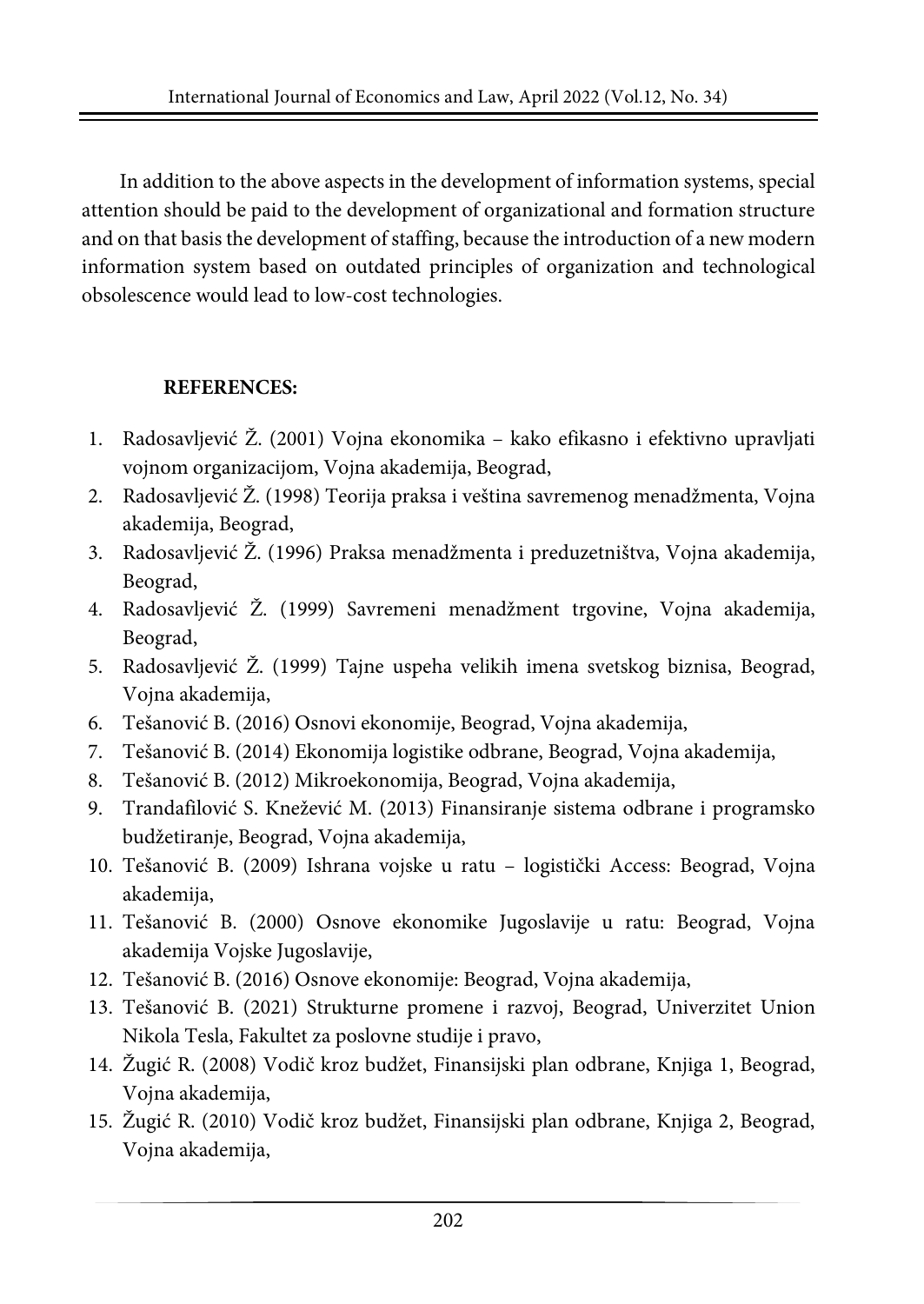In addition to the above aspects in the development of information systems, special attention should be paid to the development of organizational and formation structure and on that basis the development of staffing, because the introduction of a new modern information system based on outdated principles of organization and technological obsolescence would lead to low-cost technologies.

**REFERENCES:**

1. Radosavljević Ž. (2001) Vojna ekonomika – kako efikasno i efektivno upravljati vojnom organizacijom, Vojna akademija, Beograd,
2. Radosavljević Ž. (1998) Teorija praksa i veština savremenog menadžmenta, Vojna akademija, Beograd,
3. Radosavljević Ž. (1996) Praksa menadžmenta i preduzetništva, Vojna akademija, Beograd,
4. Radosavljević Ž. (1999) Savremeni menadžment trgovine, Vojna akademija, Beograd,
5. Radosavljević Ž. (1999) Tajne uspeha velikih imena svetskog biznisa, Beograd, Vojna akademija,
6. Tešanović B. (2016) Osnovi ekonomije, Beograd, Vojna akademija,
7. Tešanović B. (2014) Ekonomija logistike odbrane, Beograd, Vojna akademija,
8. Tešanović B. (2012) Mikroekonomija, Beograd, Vojna akademija,
9. Trandafilović S. Knežević M. (2013) Finansiranje sistema odbrane i programsko budžetiranje, Beograd, Vojna akademija,
10. Tešanović B. (2009) Ishrana vojske u ratu – logistički Access: Beograd, Vojna akademija,
11. Tešanović B. (2000) Osnove ekonomike Jugoslavije u ratu: Beograd, Vojna akademija Vojske Jugoslavije,
12. Tešanović B. (2016) Osnove ekonomije: Beograd, Vojna akademija,
13. Tešanović B. (2021) Strukturne promene i razvoj, Beograd, Univerzitet Union Nikola Tesla, Fakultet za poslovne studije i pravo,
14. Žugić R. (2008) Vodič kroz budžet, Finansijski plan odbrane, Knjiga 1, Beograd, Vojna akademija,
15. Žugić R. (2010) Vodič kroz budžet, Finansijski plan odbrane, Knjiga 2, Beograd, Vojna akademija,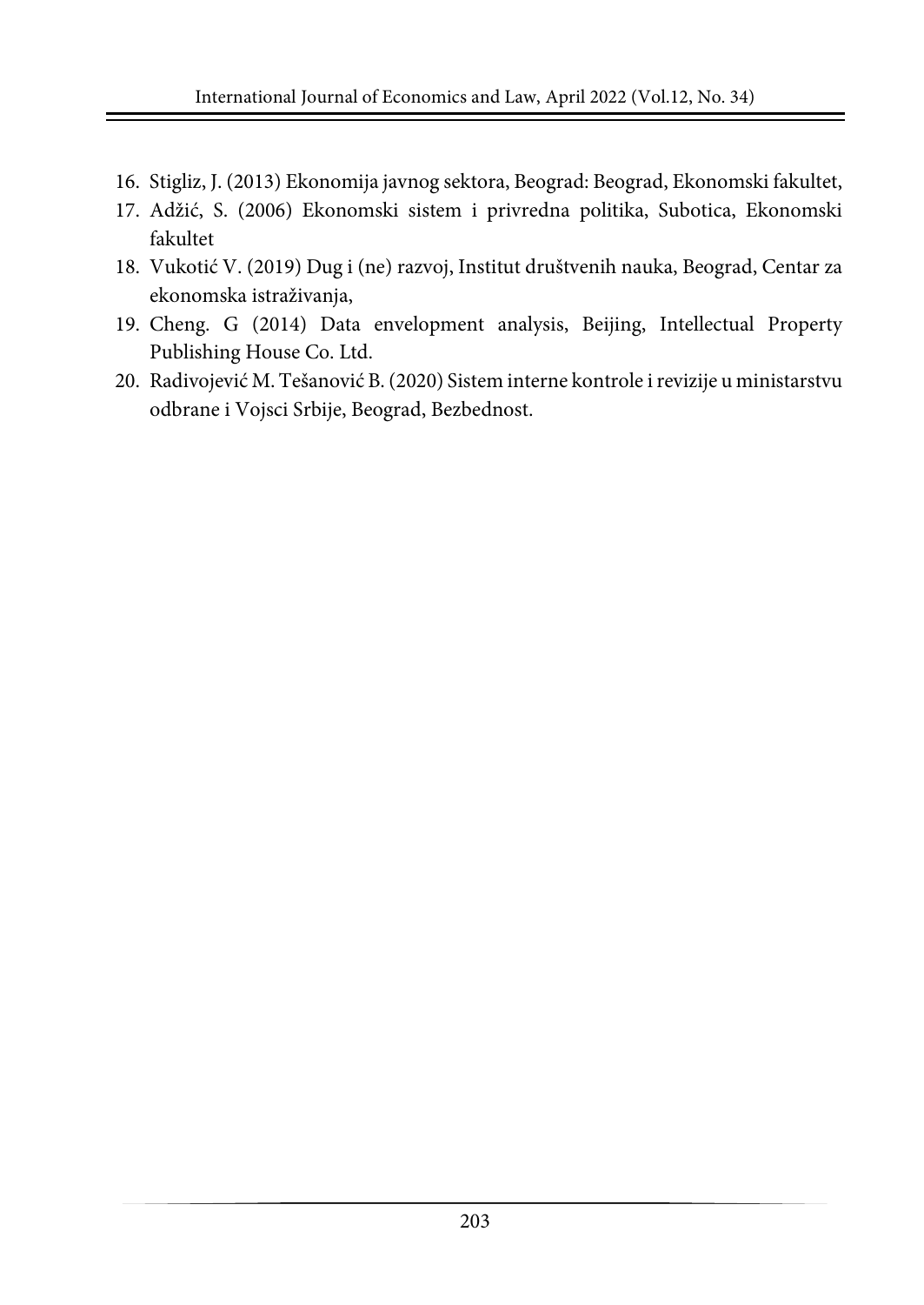16. Stigliz, J. (2013) Ekonomija javnog sektora, Beograd: Beograd, Ekonomski fakultet,
17. Adžić, S. (2006) Ekonomski sistem i privredna politika, Subotica, Ekonomski fakultet
18. Vukotić V. (2019) Dug i (ne) razvoj, Institut društvenih nauka, Beograd, Centar za ekonomska istraživanja,
19. Cheng. G (2014) Data envelopment analysis, Beijing, Intellectual Property Publishing House Co. Ltd.
20. Radivojević M. Tešanović B. (2020) Sistem interne kontrole i revizije u ministarstvu odbrane i Vojsci Srbije, Beograd, Bezbednost.